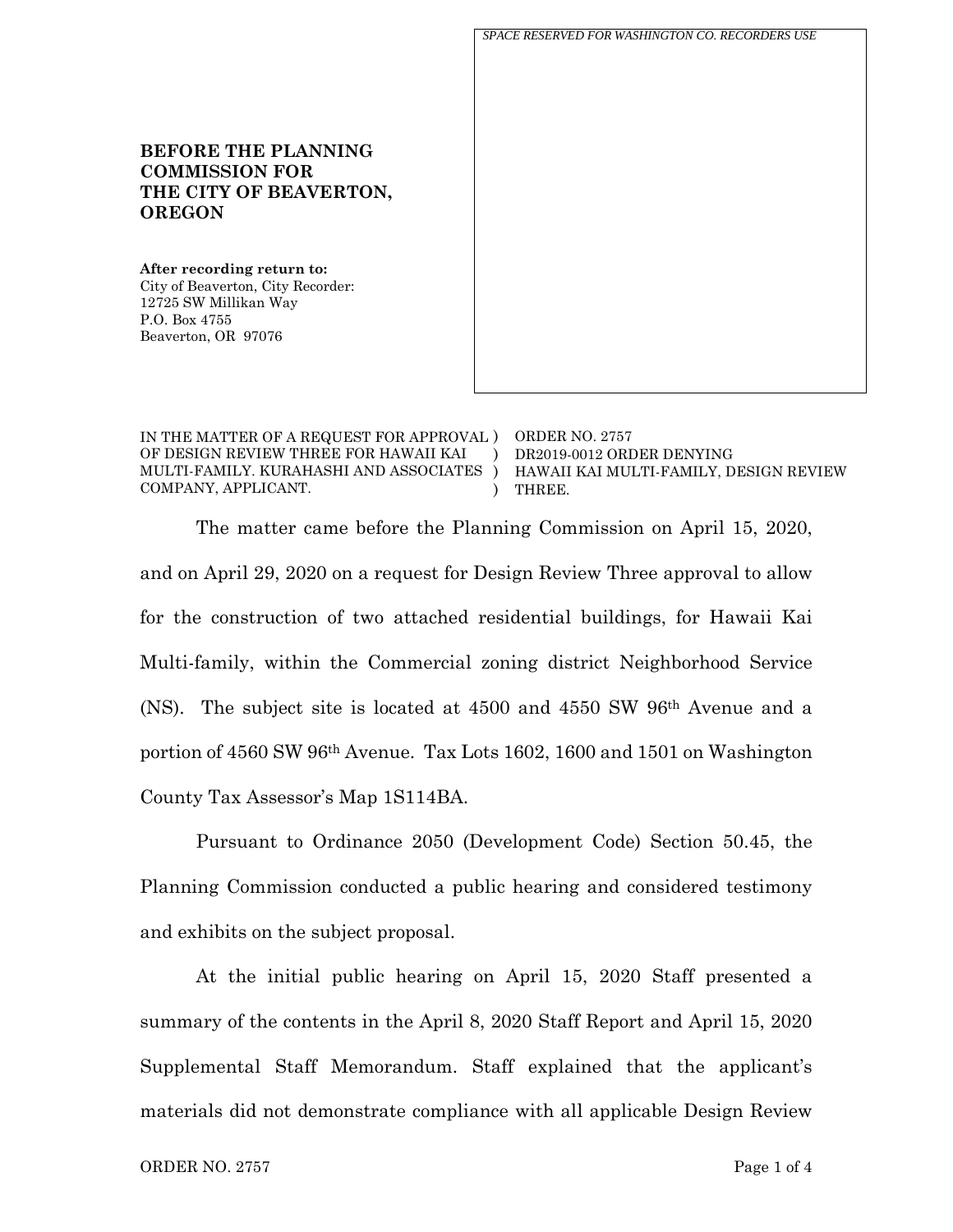*SPACE RESERVED FOR WASHINGTON CO. RECORDERS USE*

**BEFORE THE PLANNING COMMISSION FOR THE CITY OF BEAVERTON, OREGON**

**After recording return to:**
City of Beaverton, City Recorder:
12725 SW Millikan Way
P.O. Box 4755
Beaverton, OR 97076

IN THE MATTER OF A REQUEST FOR APPROVAL OF DESIGN REVIEW THREE FOR HAWAII KAI MULTI-FAMILY. KURAHASHI AND ASSOCIATES COMPANY, APPLICANT.

ORDER NO. 2757
DR2019-0012 ORDER DENYING HAWAII KAI MULTI-FAMILY, DESIGN REVIEW THREE.

The matter came before the Planning Commission on April 15, 2020, and on April 29, 2020 on a request for Design Review Three approval to allow for the construction of two attached residential buildings, for Hawaii Kai Multi-family, within the Commercial zoning district Neighborhood Service (NS). The subject site is located at 4500 and 4550 SW 96th Avenue and a portion of 4560 SW 96th Avenue. Tax Lots 1602, 1600 and 1501 on Washington County Tax Assessor's Map 1S114BA.

Pursuant to Ordinance 2050 (Development Code) Section 50.45, the Planning Commission conducted a public hearing and considered testimony and exhibits on the subject proposal.

At the initial public hearing on April 15, 2020 Staff presented a summary of the contents in the April 8, 2020 Staff Report and April 15, 2020 Supplemental Staff Memorandum. Staff explained that the applicant's materials did not demonstrate compliance with all applicable Design Review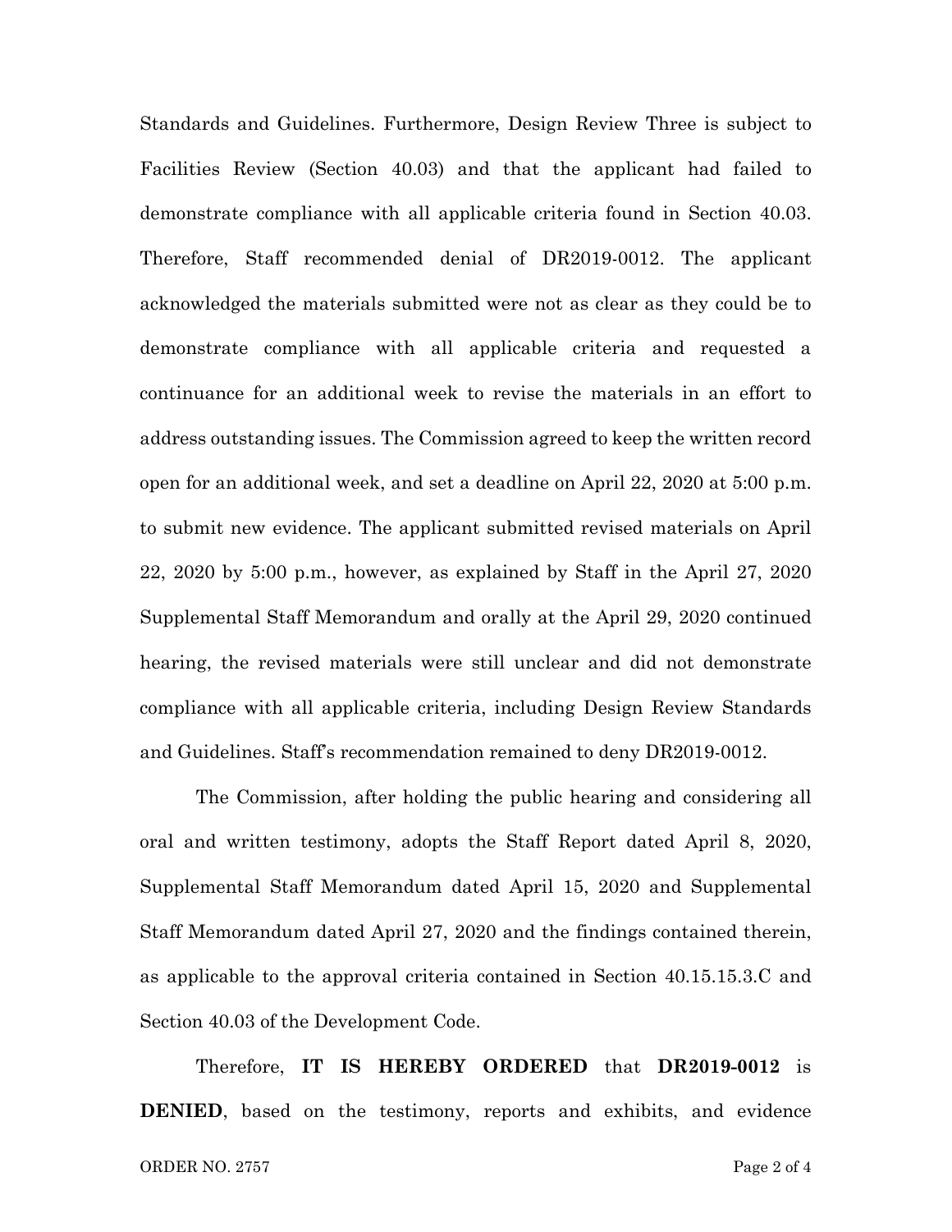Standards and Guidelines. Furthermore, Design Review Three is subject to Facilities Review (Section 40.03) and that the applicant had failed to demonstrate compliance with all applicable criteria found in Section 40.03. Therefore, Staff recommended denial of DR2019-0012. The applicant acknowledged the materials submitted were not as clear as they could be to demonstrate compliance with all applicable criteria and requested a continuance for an additional week to revise the materials in an effort to address outstanding issues. The Commission agreed to keep the written record open for an additional week, and set a deadline on April 22, 2020 at 5:00 p.m. to submit new evidence. The applicant submitted revised materials on April 22, 2020 by 5:00 p.m., however, as explained by Staff in the April 27, 2020 Supplemental Staff Memorandum and orally at the April 29, 2020 continued hearing, the revised materials were still unclear and did not demonstrate compliance with all applicable criteria, including Design Review Standards and Guidelines. Staff's recommendation remained to deny DR2019-0012.

The Commission, after holding the public hearing and considering all oral and written testimony, adopts the Staff Report dated April 8, 2020, Supplemental Staff Memorandum dated April 15, 2020 and Supplemental Staff Memorandum dated April 27, 2020 and the findings contained therein, as applicable to the approval criteria contained in Section 40.15.15.3.C and Section 40.03 of the Development Code.

Therefore, **IT IS HEREBY ORDERED** that **DR2019-0012** is **DENIED**, based on the testimony, reports and exhibits, and evidence

ORDER NO. 2757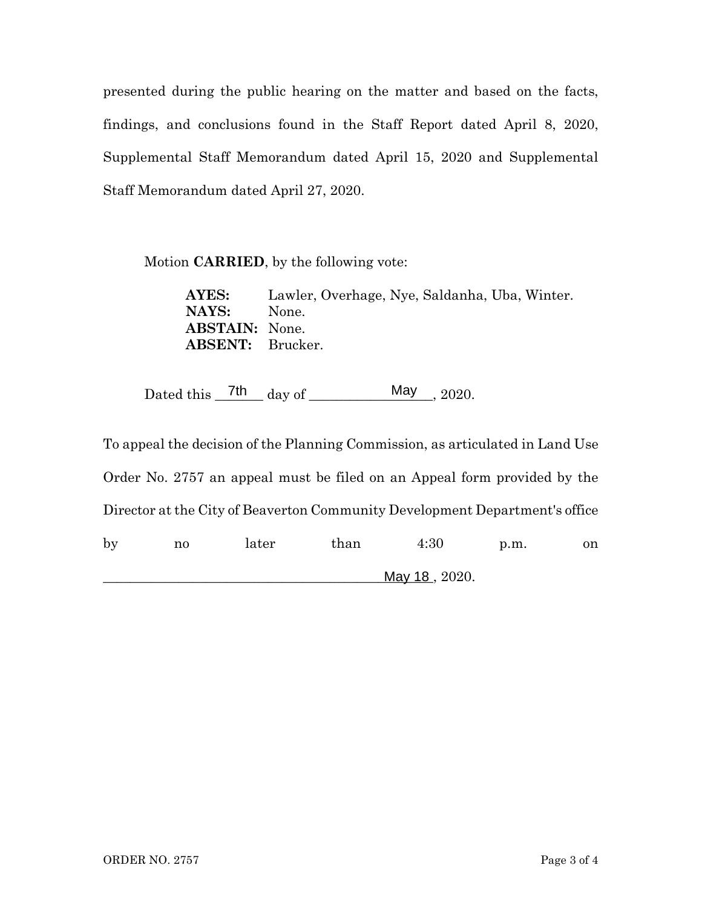presented during the public hearing on the matter and based on the facts, findings, and conclusions found in the Staff Report dated April 8, 2020, Supplemental Staff Memorandum dated April 15, 2020 and Supplemental Staff Memorandum dated April 27, 2020.

Motion **CARRIED**, by the following vote:

**AYES:** Lawler, Overhage, Nye, Saldanha, Uba, Winter.
**NAYS:** None.
**ABSTAIN:** None.
**ABSENT:** Brucker.

Dated this 7th day of May, 2020.

To appeal the decision of the Planning Commission, as articulated in Land Use Order No. 2757 an appeal must be filed on an Appeal form provided by the Director at the City of Beaverton Community Development Department's office by no later than 4:30 p.m. on May 18, 2020.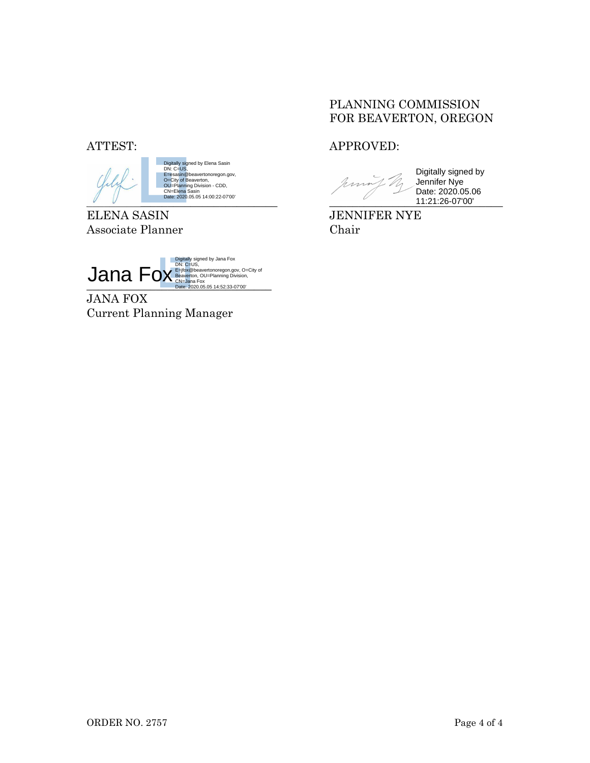PLANNING COMMISSION
FOR BEAVERTON, OREGON

ATTEST:

Digitally signed by Elena Sasin
DN: C=US,
E=esasin@beavertonoregon.gov,
O=City of Beaverton,
OU=Planning Division - CDD,
CN=Elena Sasin
Date: 2020.05.05 14:00:22-07'00'

ELENA SASIN
Associate Planner

APPROVED:

Digitally signed by
Jennifer Nye
Date: 2020.05.06
11:21:26-07'00'

JENNIFER NYE
Chair

Jana Fox

Digitally signed by Jana Fox
DN: C=US,
E=jfox@beavertonoregon.gov, O=City of
Beaverton, OU=Planning Division,
CN=Jana Fox
Date: 2020.05.05 14:52:33-07'00'

JANA FOX
Current Planning Manager

ORDER NO. 2757